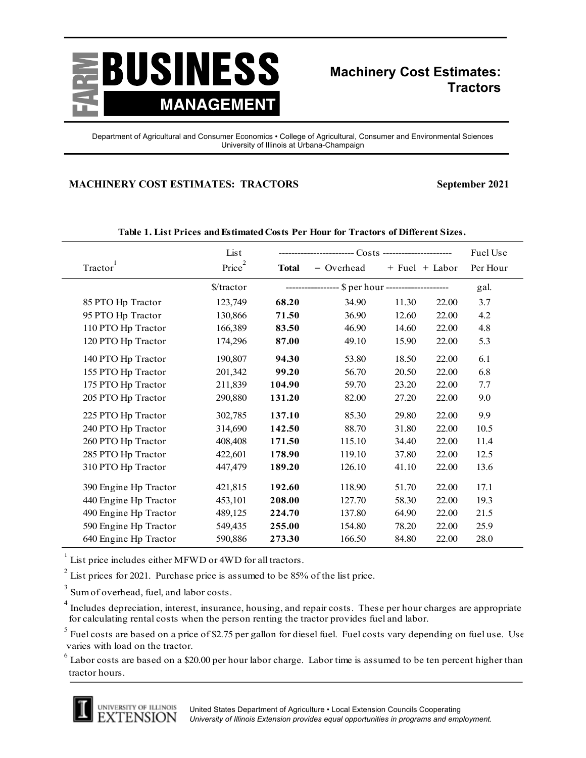# FARM BUSINESS MANAGEMENT

## Machinery Cost Estimates: Tractors

Department of Agricultural and Consumer Economics • College of Agricultural, Consumer and Environmental Sciences
University of Illinois at Urbana-Champaign

**MACHINERY COST ESTIMATES: TRACTORS** **September 2021**

**Table 1. List Prices and Estimated Costs Per Hour for Tractors of Different Sizes.**

| Tractor[1] | List Price[2] | Costs: **Total** | = Overhead | + Fuel | + Labor | Fuel Use Per Hour |
|---|---|---|---|---|---|---|
| | $/tractor | $ per hour | | | | gal. |
| 85 PTO Hp Tractor | 123,749 | **68.20** | 34.90 | 11.30 | 22.00 | 3.7 |
| 95 PTO Hp Tractor | 130,866 | **71.50** | 36.90 | 12.60 | 22.00 | 4.2 |
| 110 PTO Hp Tractor | 166,389 | **83.50** | 46.90 | 14.60 | 22.00 | 4.8 |
| 120 PTO Hp Tractor | 174,296 | **87.00** | 49.10 | 15.90 | 22.00 | 5.3 |
| 140 PTO Hp Tractor | 190,807 | **94.30** | 53.80 | 18.50 | 22.00 | 6.1 |
| 155 PTO Hp Tractor | 201,342 | **99.20** | 56.70 | 20.50 | 22.00 | 6.8 |
| 175 PTO Hp Tractor | 211,839 | **104.90** | 59.70 | 23.20 | 22.00 | 7.7 |
| 205 PTO Hp Tractor | 290,880 | **131.20** | 82.00 | 27.20 | 22.00 | 9.0 |
| 225 PTO Hp Tractor | 302,785 | **137.10** | 85.30 | 29.80 | 22.00 | 9.9 |
| 240 PTO Hp Tractor | 314,690 | **142.50** | 88.70 | 31.80 | 22.00 | 10.5 |
| 260 PTO Hp Tractor | 408,408 | **171.50** | 115.10 | 34.40 | 22.00 | 11.4 |
| 285 PTO Hp Tractor | 422,601 | **178.90** | 119.10 | 37.80 | 22.00 | 12.5 |
| 310 PTO Hp Tractor | 447,479 | **189.20** | 126.10 | 41.10 | 22.00 | 13.6 |
| 390 Engine Hp Tractor | 421,815 | **192.60** | 118.90 | 51.70 | 22.00 | 17.1 |
| 440 Engine Hp Tractor | 453,101 | **208.00** | 127.70 | 58.30 | 22.00 | 19.3 |
| 490 Engine Hp Tractor | 489,125 | **224.70** | 137.80 | 64.90 | 22.00 | 21.5 |
| 590 Engine Hp Tractor | 549,435 | **255.00** | 154.80 | 78.20 | 22.00 | 25.9 |
| 640 Engine Hp Tractor | 590,886 | **273.30** | 166.50 | 84.80 | 22.00 | 28.0 |

[1] List price includes either MFWD or 4WD for all tractors.

[2] List prices for 2021. Purchase price is assumed to be 85% of the list price.

[3] Sum of overhead, fuel, and labor costs.

[4] Includes depreciation, interest, insurance, housing, and repair costs. These per hour charges are appropriate for calculating rental costs when the person renting the tractor provides fuel and labor.

[5] Fuel costs are based on a price of $2.75 per gallon for diesel fuel. Fuel costs vary depending on fuel use. Use varies with load on the tractor.

[6] Labor costs are based on a $20.00 per hour labor charge. Labor time is assumed to be ten percent higher than tractor hours.

UNIVERSITY OF ILLINOIS EXTENSION

United States Department of Agriculture • Local Extension Councils Cooperating
*University of Illinois Extension provides equal opportunities in programs and employment.*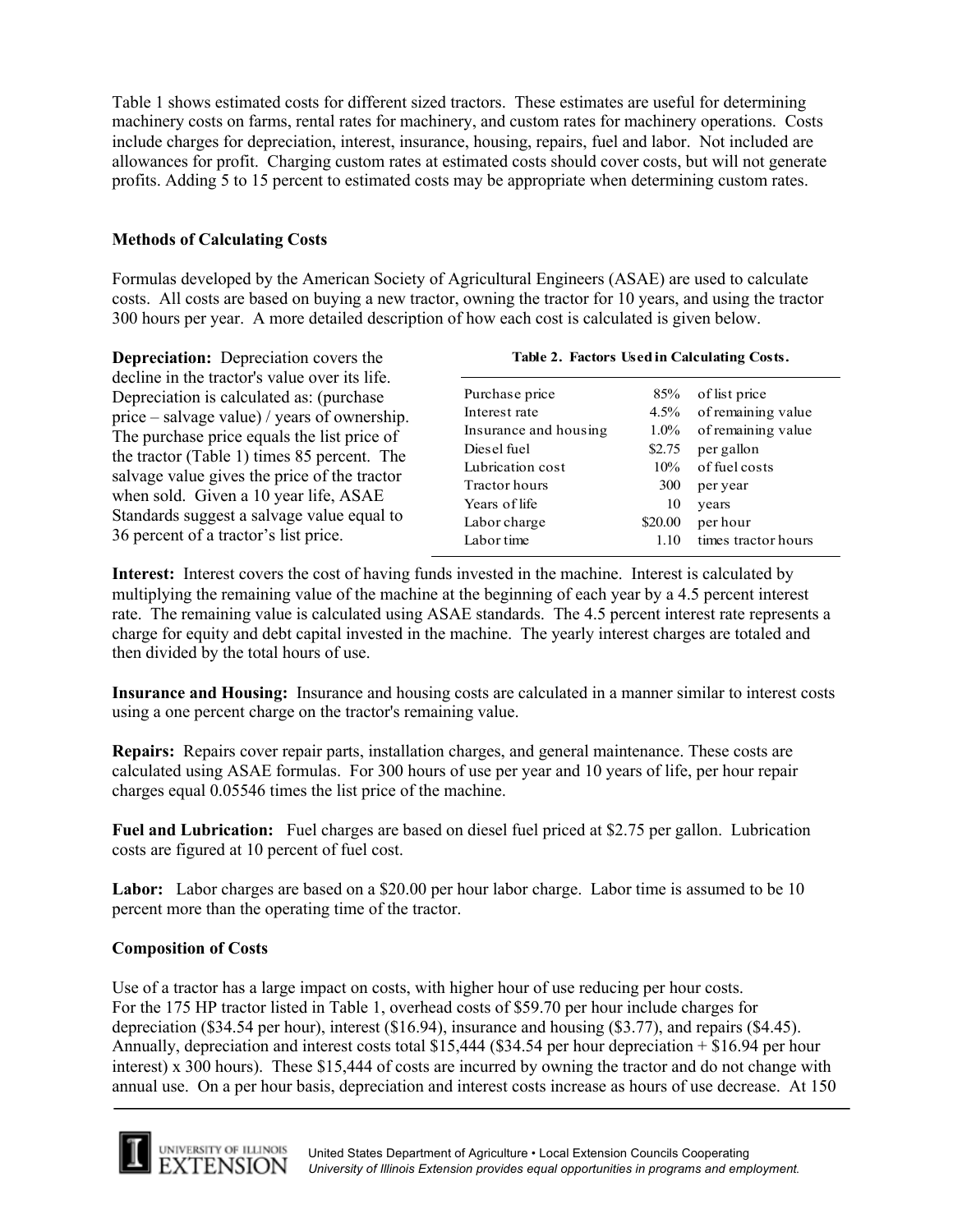Table 1 shows estimated costs for different sized tractors. These estimates are useful for determining machinery costs on farms, rental rates for machinery, and custom rates for machinery operations. Costs include charges for depreciation, interest, insurance, housing, repairs, fuel and labor. Not included are allowances for profit. Charging custom rates at estimated costs should cover costs, but will not generate profits. Adding 5 to 15 percent to estimated costs may be appropriate when determining custom rates.

### Methods of Calculating Costs

Formulas developed by the American Society of Agricultural Engineers (ASAE) are used to calculate costs. All costs are based on buying a new tractor, owning the tractor for 10 years, and using the tractor 300 hours per year. A more detailed description of how each cost is calculated is given below.

**Depreciation:** Depreciation covers the decline in the tractor's value over its life. Depreciation is calculated as: (purchase price – salvage value) / years of ownership. The purchase price equals the list price of the tractor (Table 1) times 85 percent. The salvage value gives the price of the tractor when sold. Given a 10 year life, ASAE Standards suggest a salvage value equal to 36 percent of a tractor's list price.

**Table 2. Factors Used in Calculating Costs.**

| | | |
|---|---|---|
| Purchase price | 85% | of list price |
| Interest rate | 4.5% | of remaining value |
| Insurance and housing | 1.0% | of remaining value |
| Diesel fuel | \$2.75 | per gallon |
| Lubrication cost | 10% | of fuel costs |
| Tractor hours | 300 | per year |
| Years of life | 10 | years |
| Labor charge | \$20.00 | per hour |
| Labor time | 1.10 | times tractor hours |

**Interest:** Interest covers the cost of having funds invested in the machine. Interest is calculated by multiplying the remaining value of the machine at the beginning of each year by a 4.5 percent interest rate. The remaining value is calculated using ASAE standards. The 4.5 percent interest rate represents a charge for equity and debt capital invested in the machine. The yearly interest charges are totaled and then divided by the total hours of use.

**Insurance and Housing:** Insurance and housing costs are calculated in a manner similar to interest costs using a one percent charge on the tractor's remaining value.

**Repairs:** Repairs cover repair parts, installation charges, and general maintenance. These costs are calculated using ASAE formulas. For 300 hours of use per year and 10 years of life, per hour repair charges equal 0.05546 times the list price of the machine.

**Fuel and Lubrication:** Fuel charges are based on diesel fuel priced at \$2.75 per gallon. Lubrication costs are figured at 10 percent of fuel cost.

**Labor:** Labor charges are based on a \$20.00 per hour labor charge. Labor time is assumed to be 10 percent more than the operating time of the tractor.

### Composition of Costs

Use of a tractor has a large impact on costs, with higher hour of use reducing per hour costs. For the 175 HP tractor listed in Table 1, overhead costs of \$59.70 per hour include charges for depreciation (\$34.54 per hour), interest (\$16.94), insurance and housing (\$3.77), and repairs (\$4.45). Annually, depreciation and interest costs total \$15,444 (\$34.54 per hour depreciation + \$16.94 per hour interest) x 300 hours). These \$15,444 of costs are incurred by owning the tractor and do not change with annual use. On a per hour basis, depreciation and interest costs increase as hours of use decrease. At 150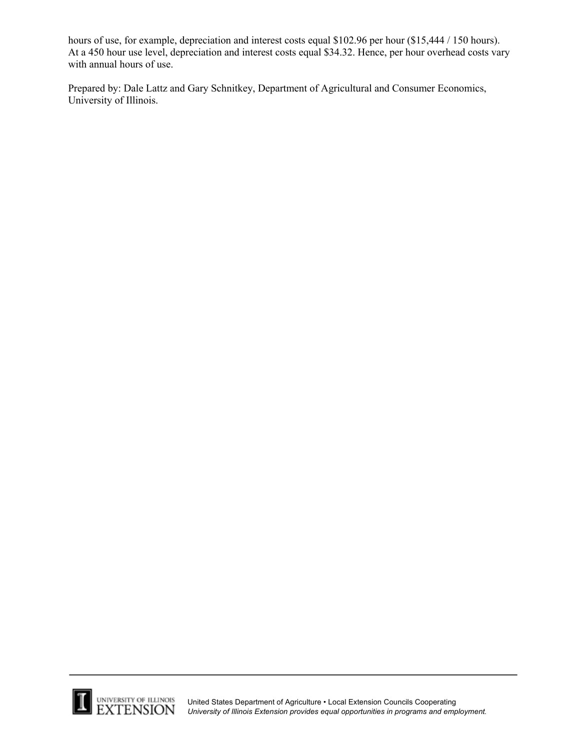hours of use, for example, depreciation and interest costs equal $102.96 per hour ($15,444 / 150 hours). At a 450 hour use level, depreciation and interest costs equal $34.32. Hence, per hour overhead costs vary with annual hours of use.

Prepared by: Dale Lattz and Gary Schnitkey, Department of Agricultural and Consumer Economics, University of Illinois.

UNIVERSITY OF ILLINOIS EXTENSION

United States Department of Agriculture • Local Extension Councils Cooperating
*University of Illinois Extension provides equal opportunities in programs and employment.*